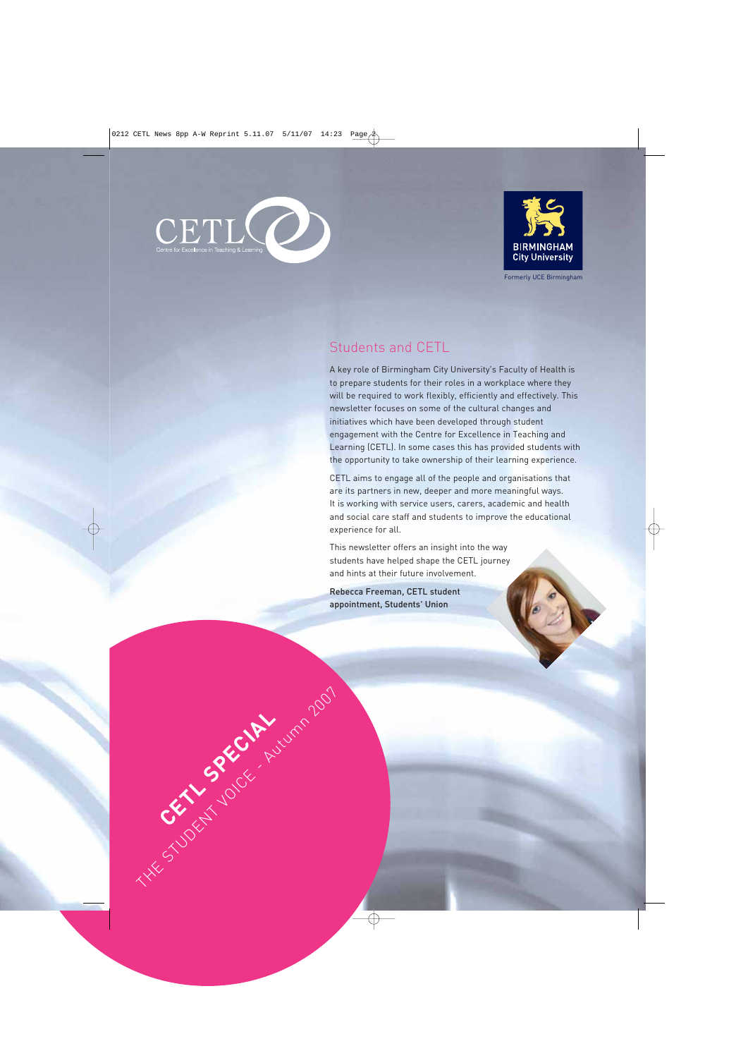CETL
Centre for Excellence in Teaching & Learning

BIRMINGHAM
City University

Formerly UCE Birmingham

## Students and CETL

A key role of Birmingham City University's Faculty of Health is to prepare students for their roles in a workplace where they will be required to work flexibly, efficiently and effectively. This newsletter focuses on some of the cultural changes and initiatives which have been developed through student engagement with the Centre for Excellence in Teaching and Learning (CETL). In some cases this has provided students with the opportunity to take ownership of their learning experience.

CETL aims to engage all of the people and organisations that are its partners in new, deeper and more meaningful ways. It is working with service users, carers, academic and health and social care staff and students to improve the educational experience for all.

This newsletter offers an insight into the way students have helped shape the CETL journey and hints at their future involvement.

**Rebecca Freeman, CETL student appointment, Students' Union**

# CETL SPECIAL

THE STUDENT VOICE - Autumn 2007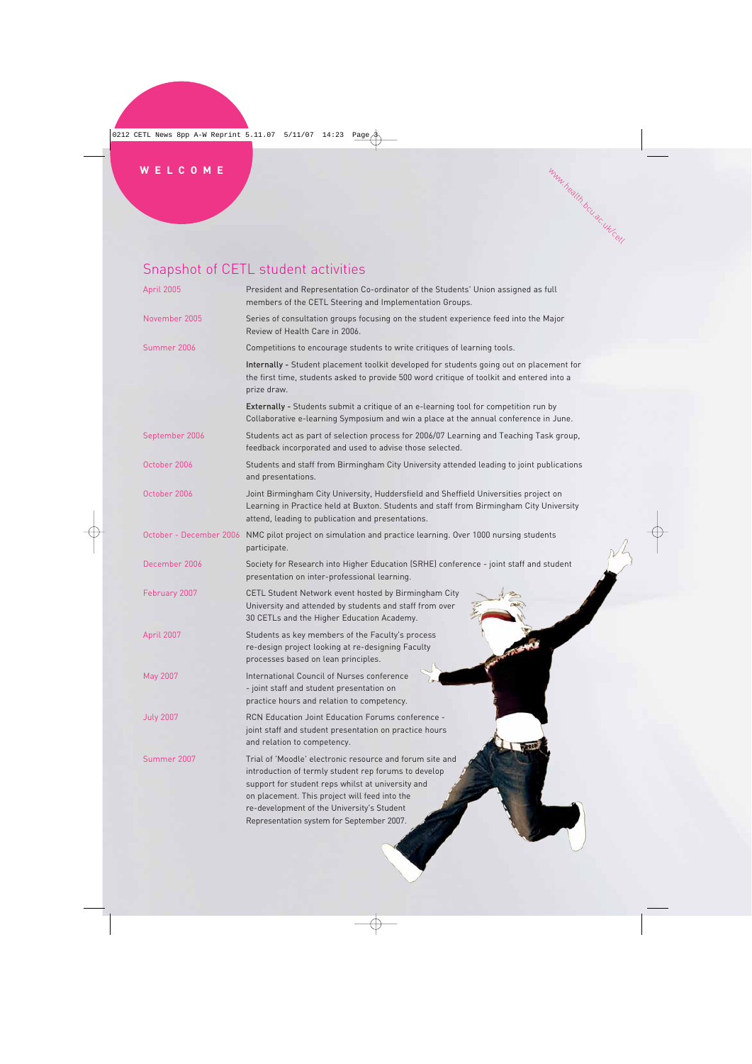WELCOME

www.health.bcu.ac.uk/cetl

## Snapshot of CETL student activities

| | |
|---|---|
| April 2005 | President and Representation Co-ordinator of the Students' Union assigned as full members of the CETL Steering and Implementation Groups. |
| November 2005 | Series of consultation groups focusing on the student experience feed into the Major Review of Health Care in 2006. |
| Summer 2006 | Competitions to encourage students to write critiques of learning tools.<br><br>**Internally -** Student placement toolkit developed for students going out on placement for the first time, students asked to provide 500 word critique of toolkit and entered into a prize draw.<br><br>**Externally -** Students submit a critique of an e-learning tool for competition run by Collaborative e-learning Symposium and win a place at the annual conference in June. |
| September 2006 | Students act as part of selection process for 2006/07 Learning and Teaching Task group, feedback incorporated and used to advise those selected. |
| October 2006 | Students and staff from Birmingham City University attended leading to joint publications and presentations. |
| October 2006 | Joint Birmingham City University, Huddersfield and Sheffield Universities project on Learning in Practice held at Buxton. Students and staff from Birmingham City University attend, leading to publication and presentations. |
| October - December 2006 | NMC pilot project on simulation and practice learning. Over 1000 nursing students participate. |
| December 2006 | Society for Research into Higher Education (SRHE) conference - joint staff and student presentation on inter-professional learning. |
| February 2007 | CETL Student Network event hosted by Birmingham City University and attended by students and staff from over 30 CETLs and the Higher Education Academy. |
| April 2007 | Students as key members of the Faculty's process re-design project looking at re-designing Faculty processes based on lean principles. |
| May 2007 | International Council of Nurses conference - joint staff and student presentation on practice hours and relation to competency. |
| July 2007 | RCN Education Joint Education Forums conference - joint staff and student presentation on practice hours and relation to competency. |
| Summer 2007 | Trial of 'Moodle' electronic resource and forum site and introduction of termly student rep forums to develop support for student reps whilst at university and on placement. This project will feed into the re-development of the University's Student Representation system for September 2007. |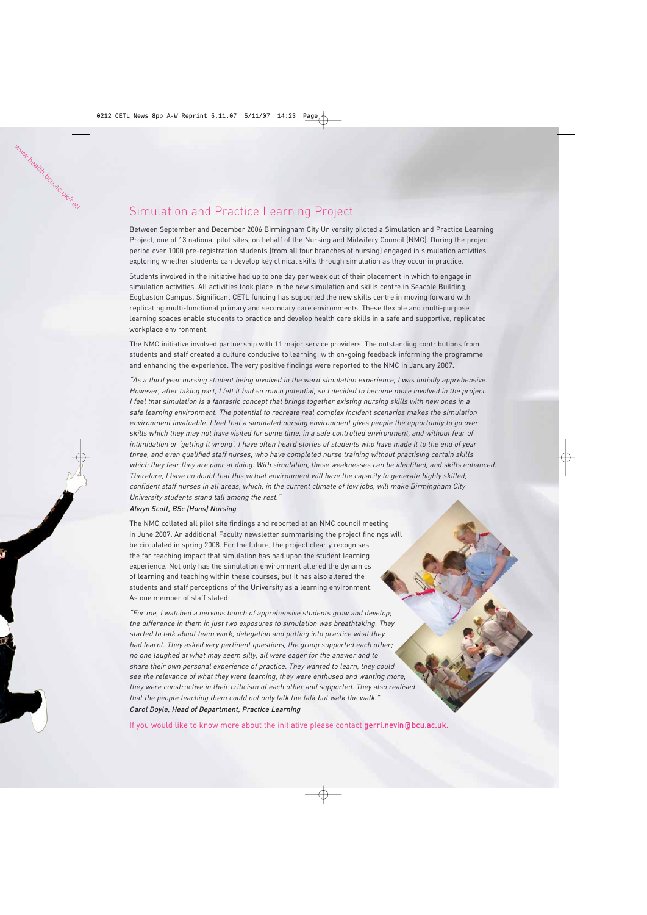## Simulation and Practice Learning Project

Between September and December 2006 Birmingham City University piloted a Simulation and Practice Learning Project, one of 13 national pilot sites, on behalf of the Nursing and Midwifery Council (NMC). During the project period over 1000 pre-registration students (from all four branches of nursing) engaged in simulation activities exploring whether students can develop key clinical skills through simulation as they occur in practice.

Students involved in the initiative had up to one day per week out of their placement in which to engage in simulation activities. All activities took place in the new simulation and skills centre in Seacole Building, Edgbaston Campus. Significant CETL funding has supported the new skills centre in moving forward with replicating multi-functional primary and secondary care environments. These flexible and multi-purpose learning spaces enable students to practice and develop health care skills in a safe and supportive, replicated workplace environment.

The NMC initiative involved partnership with 11 major service providers. The outstanding contributions from students and staff created a culture conducive to learning, with on-going feedback informing the programme and enhancing the experience. The very positive findings were reported to the NMC in January 2007.

*"As a third year nursing student being involved in the ward simulation experience, I was initially apprehensive. However, after taking part, I felt it had so much potential, so I decided to become more involved in the project. I feel that simulation is a fantastic concept that brings together existing nursing skills with new ones in a safe learning environment. The potential to recreate real complex incident scenarios makes the simulation environment invaluable. I feel that a simulated nursing environment gives people the opportunity to go over skills which they may not have visited for some time, in a safe controlled environment, and without fear of intimidation or 'getting it wrong'. I have often heard stories of students who have made it to the end of year three, and even qualified staff nurses, who have completed nurse training without practising certain skills which they fear they are poor at doing. With simulation, these weaknesses can be identified, and skills enhanced. Therefore, I have no doubt that this virtual environment will have the capacity to generate highly skilled, confident staff nurses in all areas, which, in the current climate of few jobs, will make Birmingham City University students stand tall among the rest."*

*Alwyn Scott, BSc (Hons) Nursing*

The NMC collated all pilot site findings and reported at an NMC council meeting in June 2007. An additional Faculty newsletter summarising the project findings will be circulated in spring 2008. For the future, the project clearly recognises the far reaching impact that simulation has had upon the student learning experience. Not only has the simulation environment altered the dynamics of learning and teaching within these courses, but it has also altered the students and staff perceptions of the University as a learning environment. As one member of staff stated:

*"For me, I watched a nervous bunch of apprehensive students grow and develop; the difference in them in just two exposures to simulation was breathtaking. They started to talk about team work, delegation and putting into practice what they had learnt. They asked very pertinent questions, the group supported each other; no one laughed at what may seem silly, all were eager for the answer and to share their own personal experience of practice. They wanted to learn, they could see the relevance of what they were learning, they were enthused and wanting more, they were constructive in their criticism of each other and supported. They also realised that the people teaching them could not only talk the talk but walk the walk."*

*Carol Doyle, Head of Department, Practice Learning*

If you would like to know more about the initiative please contact **gerri.nevin@bcu.ac.uk.**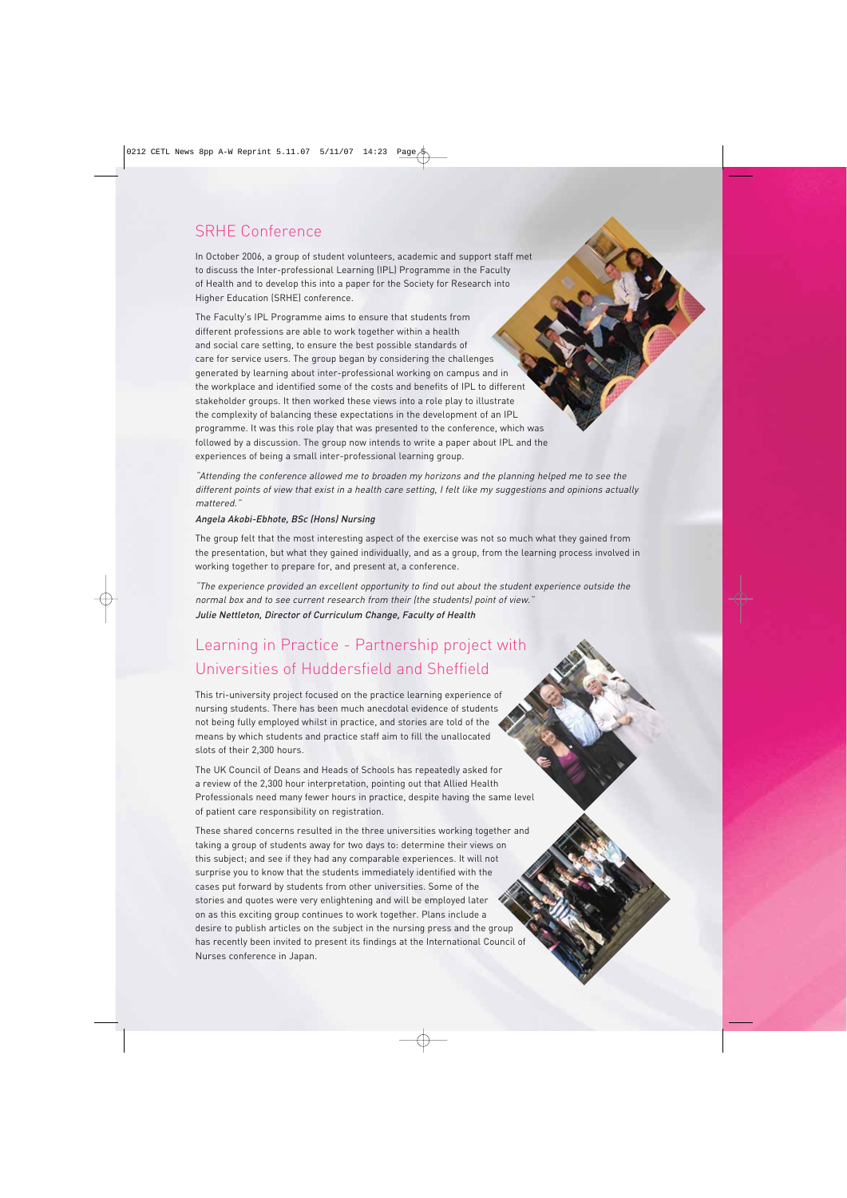## SRHE Conference

In October 2006, a group of student volunteers, academic and support staff met to discuss the Inter-professional Learning (IPL) Programme in the Faculty of Health and to develop this into a paper for the Society for Research into Higher Education (SRHE) conference.

The Faculty's IPL Programme aims to ensure that students from different professions are able to work together within a health and social care setting, to ensure the best possible standards of care for service users. The group began by considering the challenges generated by learning about inter-professional working on campus and in the workplace and identified some of the costs and benefits of IPL to different stakeholder groups. It then worked these views into a role play to illustrate the complexity of balancing these expectations in the development of an IPL programme. It was this role play that was presented to the conference, which was followed by a discussion. The group now intends to write a paper about IPL and the experiences of being a small inter-professional learning group.

*"Attending the conference allowed me to broaden my horizons and the planning helped me to see the different points of view that exist in a health care setting, I felt like my suggestions and opinions actually mattered."*

***Angela Akobi-Ebhote, BSc (Hons) Nursing***

The group felt that the most interesting aspect of the exercise was not so much what they gained from the presentation, but what they gained individually, and as a group, from the learning process involved in working together to prepare for, and present at, a conference.

*"The experience provided an excellent opportunity to find out about the student experience outside the normal box and to see current research from their (the students) point of view."*

***Julie Nettleton, Director of Curriculum Change, Faculty of Health***

## Learning in Practice - Partnership project with Universities of Huddersfield and Sheffield

This tri-university project focused on the practice learning experience of nursing students. There has been much anecdotal evidence of students not being fully employed whilst in practice, and stories are told of the means by which students and practice staff aim to fill the unallocated slots of their 2,300 hours.

The UK Council of Deans and Heads of Schools has repeatedly asked for a review of the 2,300 hour interpretation, pointing out that Allied Health Professionals need many fewer hours in practice, despite having the same level of patient care responsibility on registration.

These shared concerns resulted in the three universities working together and taking a group of students away for two days to: determine their views on this subject; and see if they had any comparable experiences. It will not surprise you to know that the students immediately identified with the cases put forward by students from other universities. Some of the stories and quotes were very enlightening and will be employed later on as this exciting group continues to work together. Plans include a desire to publish articles on the subject in the nursing press and the group has recently been invited to present its findings at the International Council of Nurses conference in Japan.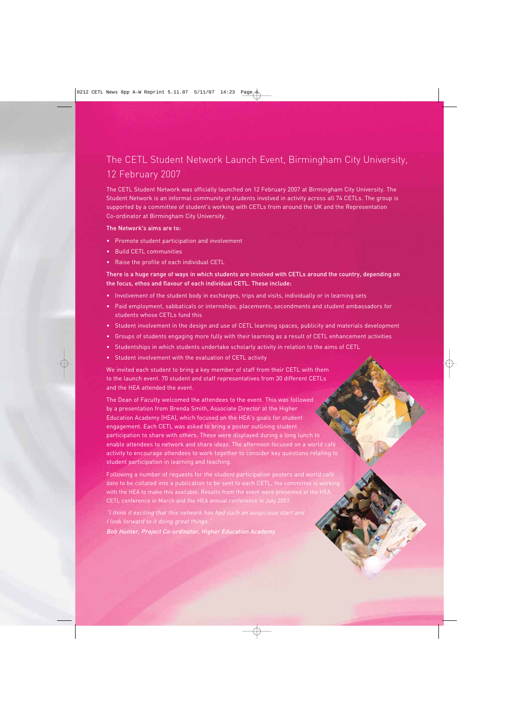# The CETL Student Network Launch Event, Birmingham City University, 12 February 2007

The CETL Student Network was officially launched on 12 February 2007 at Birmingham City University. The Student Network is an informal community of students involved in activity across all 74 CETLs. The group is supported by a committee of student's working with CETLs from around the UK and the Representation Co-ordinator at Birmingham City University.

**The Network's aims are to:**

- Promote student participation and involvement
- Build CETL communities
- Raise the profile of each individual CETL

**There is a huge range of ways in which students are involved with CETLs around the country, depending on the focus, ethos and flavour of each individual CETL. These include:**

- Involvement of the student body in exchanges, trips and visits, individually or in learning sets
- Paid employment, sabbaticals or internships, placements, secondments and student ambassadors for students whose CETLs fund this
- Student involvement in the design and use of CETL learning spaces, publicity and materials development
- Groups of students engaging more fully with their learning as a result of CETL enhancement activities
- Studentships in which students undertake scholarly activity in relation to the aims of CETL
- Student involvement with the evaluation of CETL activity

We invited each student to bring a key member of staff from their CETL with them to the launch event. 70 student and staff representatives from 30 different CETLs and the HEA attended the event.

The Dean of Faculty welcomed the attendees to the event. This was followed by a presentation from Brenda Smith, Associate Director at the Higher Education Academy (HEA), which focused on the HEA's goals for student engagement. Each CETL was asked to bring a poster outlining student participation to share with others. These were displayed during a long lunch to enable attendees to network and share ideas. The afternoon focused on a world café activity to encourage attendees to work together to consider key questions relating to student participation in learning and teaching.

Following a number of requests for the student participation posters and world café date to be collated into a publication to be sent to each CETL, the committee is working with the HEA to make this available. Results from the event were presented at the HEA CETL conference in March and the HEA annual conference in July 2007.

*"I think it exciting that this network has had such an auspicious start and I look forward to it doing great things."*

***Bob Hunter, Project Co-ordinator, Higher Education Academy***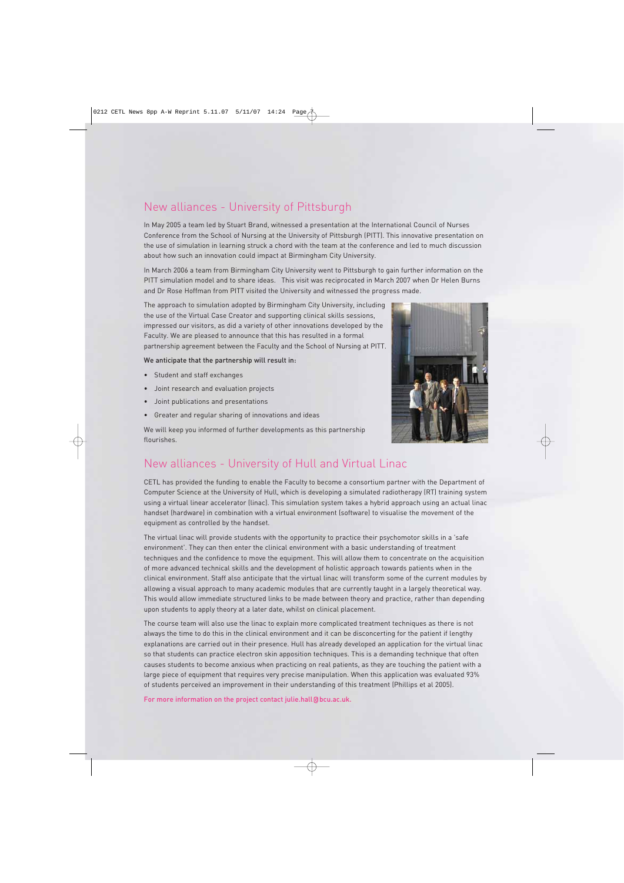## New alliances - University of Pittsburgh

In May 2005 a team led by Stuart Brand, witnessed a presentation at the International Council of Nurses Conference from the School of Nursing at the University of Pittsburgh (PITT). This innovative presentation on the use of simulation in learning struck a chord with the team at the conference and led to much discussion about how such an innovation could impact at Birmingham City University.

In March 2006 a team from Birmingham City University went to Pittsburgh to gain further information on the PITT simulation model and to share ideas. This visit was reciprocated in March 2007 when Dr Helen Burns and Dr Rose Hoffman from PITT visited the University and witnessed the progress made.

The approach to simulation adopted by Birmingham City University, including the use of the Virtual Case Creator and supporting clinical skills sessions, impressed our visitors, as did a variety of other innovations developed by the Faculty. We are pleased to announce that this has resulted in a formal partnership agreement between the Faculty and the School of Nursing at PITT.

**We anticipate that the partnership will result in:**

- Student and staff exchanges
- Joint research and evaluation projects
- Joint publications and presentations
- Greater and regular sharing of innovations and ideas

We will keep you informed of further developments as this partnership flourishes.

## New alliances - University of Hull and Virtual Linac

CETL has provided the funding to enable the Faculty to become a consortium partner with the Department of Computer Science at the University of Hull, which is developing a simulated radiotherapy (RT) training system using a virtual linear accelerator (linac). This simulation system takes a hybrid approach using an actual linac handset (hardware) in combination with a virtual environment (software) to visualise the movement of the equipment as controlled by the handset.

The virtual linac will provide students with the opportunity to practice their psychomotor skills in a 'safe environment'. They can then enter the clinical environment with a basic understanding of treatment techniques and the confidence to move the equipment. This will allow them to concentrate on the acquisition of more advanced technical skills and the development of holistic approach towards patients when in the clinical environment. Staff also anticipate that the virtual linac will transform some of the current modules by allowing a visual approach to many academic modules that are currently taught in a largely theoretical way. This would allow immediate structured links to be made between theory and practice, rather than depending upon students to apply theory at a later date, whilst on clinical placement.

The course team will also use the linac to explain more complicated treatment techniques as there is not always the time to do this in the clinical environment and it can be disconcerting for the patient if lengthy explanations are carried out in their presence. Hull has already developed an application for the virtual linac so that students can practice electron skin apposition techniques. This is a demanding technique that often causes students to become anxious when practicing on real patients, as they are touching the patient with a large piece of equipment that requires very precise manipulation. When this application was evaluated 93% of students perceived an improvement in their understanding of this treatment (Phillips et al 2005).

For more information on the project contact julie.hall@bcu.ac.uk.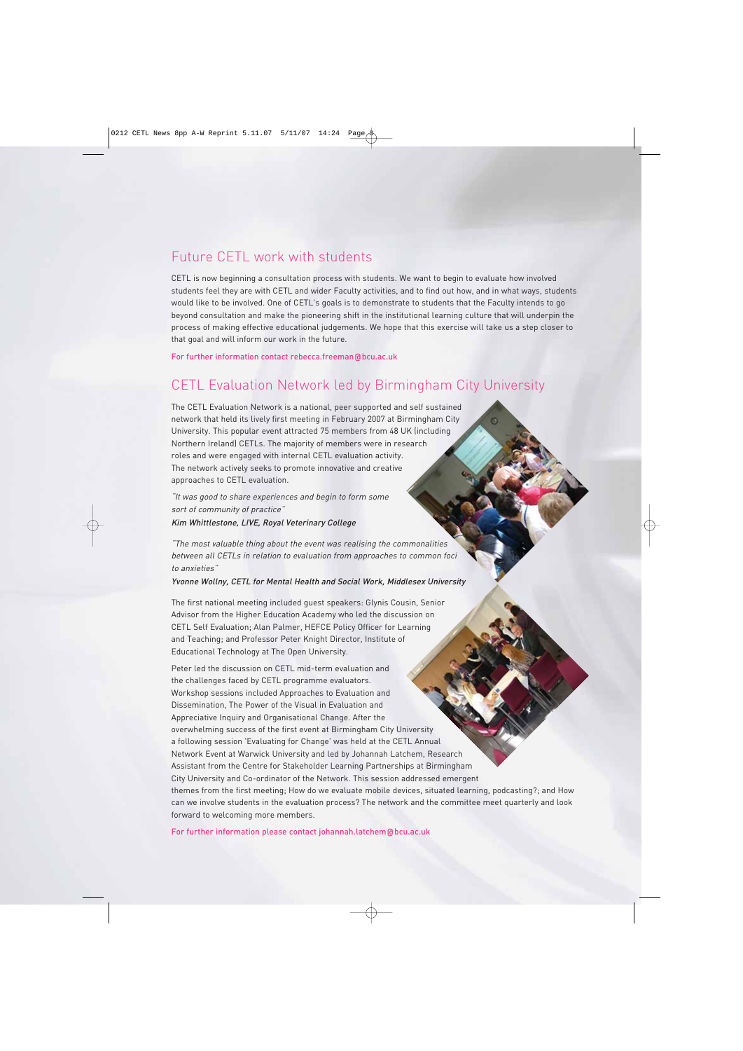## Future CETL work with students

CETL is now beginning a consultation process with students. We want to begin to evaluate how involved students feel they are with CETL and wider Faculty activities, and to find out how, and in what ways, students would like to be involved. One of CETL's goals is to demonstrate to students that the Faculty intends to go beyond consultation and make the pioneering shift in the institutional learning culture that will underpin the process of making effective educational judgements. We hope that this exercise will take us a step closer to that goal and will inform our work in the future.

For further information contact rebecca.freeman@bcu.ac.uk

## CETL Evaluation Network led by Birmingham City University

The CETL Evaluation Network is a national, peer supported and self sustained network that held its lively first meeting in February 2007 at Birmingham City University. This popular event attracted 75 members from 48 UK (including Northern Ireland) CETLs. The majority of members were in research roles and were engaged with internal CETL evaluation activity. The network actively seeks to promote innovative and creative approaches to CETL evaluation.

*"It was good to share experiences and begin to form some sort of community of practice"*

***Kim Whittlestone, LIVE, Royal Veterinary College***

*"The most valuable thing about the event was realising the commonalities between all CETLs in relation to evaluation from approaches to common foci to anxieties"*

***Yvonne Wollny, CETL for Mental Health and Social Work, Middlesex University***

The first national meeting included guest speakers: Glynis Cousin, Senior Advisor from the Higher Education Academy who led the discussion on CETL Self Evaluation; Alan Palmer, HEFCE Policy Officer for Learning and Teaching; and Professor Peter Knight Director, Institute of Educational Technology at The Open University.

Peter led the discussion on CETL mid-term evaluation and the challenges faced by CETL programme evaluators. Workshop sessions included Approaches to Evaluation and Dissemination, The Power of the Visual in Evaluation and Appreciative Inquiry and Organisational Change. After the overwhelming success of the first event at Birmingham City University a following session 'Evaluating for Change' was held at the CETL Annual Network Event at Warwick University and led by Johannah Latchem, Research Assistant from the Centre for Stakeholder Learning Partnerships at Birmingham City University and Co-ordinator of the Network. This session addressed emergent themes from the first meeting; How do we evaluate mobile devices, situated learning, podcasting?; and How can we involve students in the evaluation process? The network and the committee meet quarterly and look forward to welcoming more members.

For further information please contact johannah.latchem@bcu.ac.uk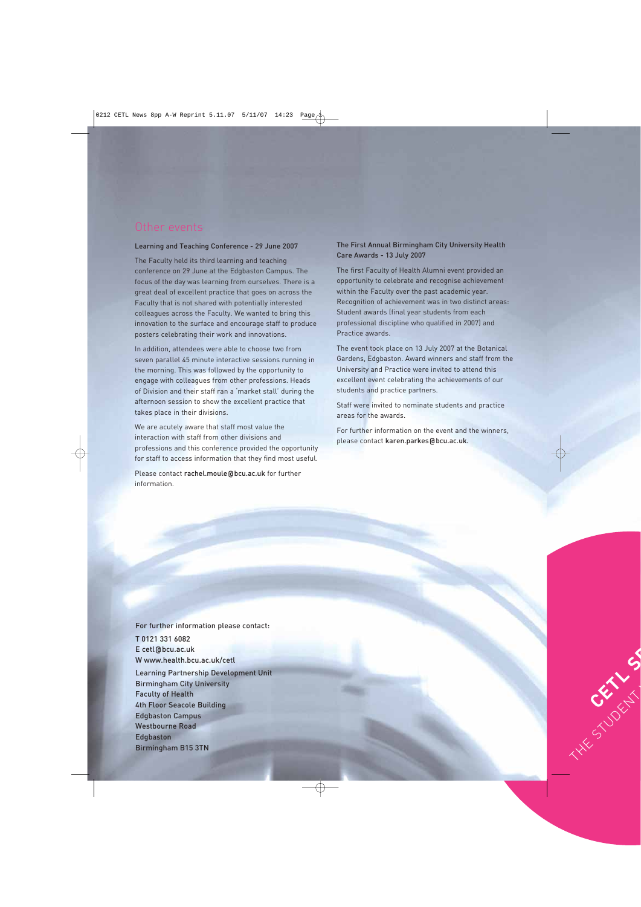## Other events

### Learning and Teaching Conference - 29 June 2007

The Faculty held its third learning and teaching conference on 29 June at the Edgbaston Campus. The focus of the day was learning from ourselves. There is a great deal of excellent practice that goes on across the Faculty that is not shared with potentially interested colleagues across the Faculty. We wanted to bring this innovation to the surface and encourage staff to produce posters celebrating their work and innovations.

In addition, attendees were able to choose two from seven parallel 45 minute interactive sessions running in the morning. This was followed by the opportunity to engage with colleagues from other professions. Heads of Division and their staff ran a 'market stall' during the afternoon session to show the excellent practice that takes place in their divisions.

We are acutely aware that staff most value the interaction with staff from other divisions and professions and this conference provided the opportunity for staff to access information that they find most useful.

Please contact **rachel.moule@bcu.ac.uk** for further information.

### The First Annual Birmingham City University Health Care Awards - 13 July 2007

The first Faculty of Health Alumni event provided an opportunity to celebrate and recognise achievement within the Faculty over the past academic year. Recognition of achievement was in two distinct areas: Student awards (final year students from each professional discipline who qualified in 2007) and Practice awards.

The event took place on 13 July 2007 at the Botanical Gardens, Edgbaston. Award winners and staff from the University and Practice were invited to attend this excellent event celebrating the achievements of our students and practice partners.

Staff were invited to nominate students and practice areas for the awards.

For further information on the event and the winners, please contact **karen.parkes@bcu.ac.uk.**

**For further information please contact:**

T 0121 331 6082
E cetl@bcu.ac.uk
W www.health.bcu.ac.uk/cetl

Learning Partnership Development Unit
Birmingham City University
Faculty of Health
4th Floor Seacole Building
Edgbaston Campus
Westbourne Road
Edgbaston
Birmingham B15 3TN